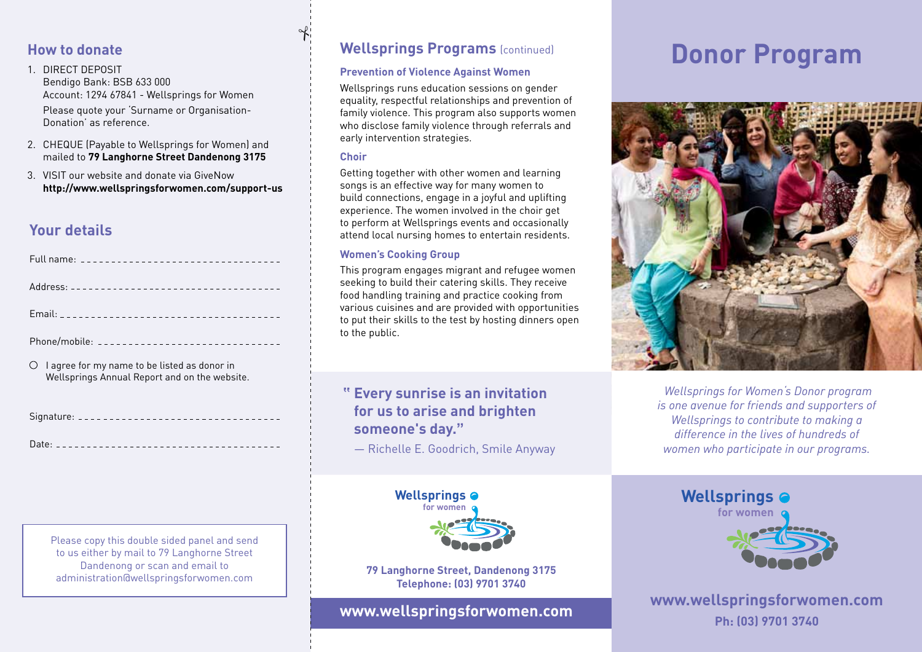## How to donate

1. DIRECT DEPOSIT
   Bendigo Bank: BSB 633 000
   Account: 1294 67841 - Wellsprings for Women
   Please quote your 'Surname or Organisation-Donation' as reference.
2. CHEQUE (Payable to Wellsprings for Women) and mailed to **79 Langhorne Street Dandenong 3175**
3. VISIT our website and donate via GiveNow **http://www.wellspringsforwomen.com/support-us**

## Your details

Full name: ________________________________

Address: __________________________________

Email: ____________________________________

Phone/mobile: _____________________________

○ I agree for my name to be listed as donor in Wellsprings Annual Report and on the website.

Signature: ________________________________

Date: _____________________________________

Please copy this double sided panel and send to us either by mail to 79 Langhorne Street Dandenong or scan and email to administration@wellspringsforwomen.com

## Wellsprings Programs (continued)

### Prevention of Violence Against Women

Wellsprings runs education sessions on gender equality, respectful relationships and prevention of family violence. This program also supports women who disclose family violence through referrals and early intervention strategies.

### Choir

Getting together with other women and learning songs is an effective way for many women to build connections, engage in a joyful and uplifting experience. The women involved in the choir get to perform at Wellsprings events and occasionally attend local nursing homes to entertain residents.

### Women's Cooking Group

This program engages migrant and refugee women seeking to build their catering skills. They receive food handling training and practice cooking from various cuisines and are provided with opportunities to put their skills to the test by hosting dinners open to the public.

> **"Every sunrise is an invitation for us to arise and brighten someone's day."**
>
> — Richelle E. Goodrich, Smile Anyway

**Wellsprings for women**

**79 Langhorne Street, Dandenong 3175**
**Telephone: (03) 9701 3740**

**www.wellspringsforwomen.com**

# Donor Program

*Wellsprings for Women's Donor program is one avenue for friends and supporters of Wellsprings to contribute to making a difference in the lives of hundreds of women who participate in our programs.*

**Wellsprings for women**

**www.wellspringsforwomen.com**
**Ph: (03) 9701 3740**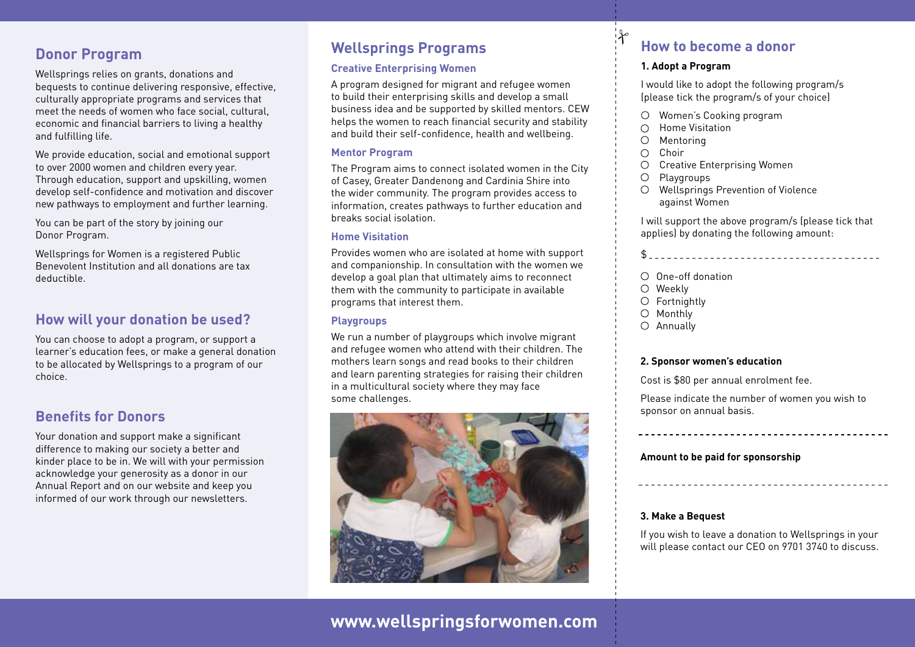## Donor Program

Wellsprings relies on grants, donations and bequests to continue delivering responsive, effective, culturally appropriate programs and services that meet the needs of women who face social, cultural, economic and financial barriers to living a healthy and fulfilling life.

We provide education, social and emotional support to over 2000 women and children every year. Through education, support and upskilling, women develop self-confidence and motivation and discover new pathways to employment and further learning.

You can be part of the story by joining our Donor Program.

Wellsprings for Women is a registered Public Benevolent Institution and all donations are tax deductible.

## How will your donation be used?

You can choose to adopt a program, or support a learner's education fees, or make a general donation to be allocated by Wellsprings to a program of our choice.

## Benefits for Donors

Your donation and support make a significant difference to making our society a better and kinder place to be in. We will with your permission acknowledge your generosity as a donor in our Annual Report and on our website and keep you informed of our work through our newsletters.

## Wellsprings Programs

### Creative Enterprising Women

A program designed for migrant and refugee women to build their enterprising skills and develop a small business idea and be supported by skilled mentors. CEW helps the women to reach financial security and stability and build their self-confidence, health and wellbeing.

### Mentor Program

The Program aims to connect isolated women in the City of Casey, Greater Dandenong and Cardinia Shire into the wider community. The program provides access to information, creates pathways to further education and breaks social isolation.

### Home Visitation

Provides women who are isolated at home with support and companionship. In consultation with the women we develop a goal plan that ultimately aims to reconnect them with the community to participate in available programs that interest them.

### Playgroups

We run a number of playgroups which involve migrant and refugee women who attend with their children. The mothers learn songs and read books to their children and learn parenting strategies for raising their children in a multicultural society where they may face some challenges.

## How to become a donor

**1. Adopt a Program**

I would like to adopt the following program/s (please tick the program/s of your choice)

- ○ Women's Cooking program
- ○ Home Visitation
- ○ Mentoring
- ○ Choir
- ○ Creative Enterprising Women
- ○ Playgroups
- ○ Wellsprings Prevention of Violence against Women

I will support the above program/s (please tick that applies) by donating the following amount:

$ ____________________________________

- ○ One-off donation
- ○ Weekly
- ○ Fortnightly
- ○ Monthly
- ○ Annually

**2. Sponsor women's education**

Cost is $80 per annual enrolment fee.

Please indicate the number of women you wish to sponsor on annual basis.

________________________________________

**Amount to be paid for sponsorship**

________________________________________

**3. Make a Bequest**

If you wish to leave a donation to Wellsprings in your will please contact our CEO on 9701 3740 to discuss.

**www.wellspringsforwomen.com**